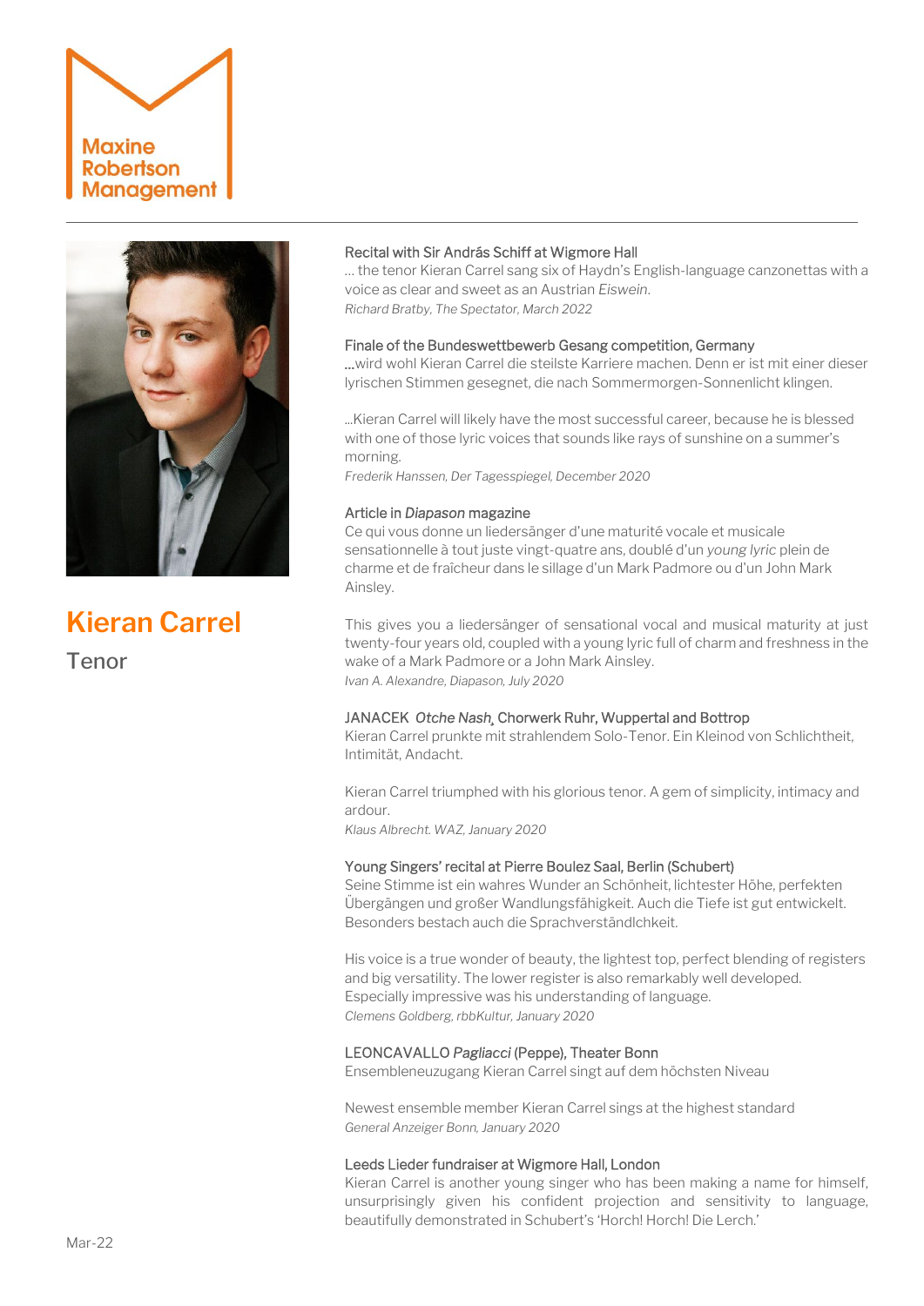Maxine Robertson Management

# Kieran Carrel

## Tenor

**Recital with Sir András Schiff at Wigmore Hall**

… the tenor Kieran Carrel sang six of Haydn's English-language canzonettas with a voice as clear and sweet as an Austrian *Eiswein*.

*Richard Bratby, The Spectator, March 2022*

**Finale of the Bundeswettbewerb Gesang competition, Germany**

…wird wohl Kieran Carrel die steilste Karriere machen. Denn er ist mit einer dieser lyrischen Stimmen gesegnet, die nach Sommermorgen-Sonnenlicht klingen.

…Kieran Carrel will likely have the most successful career, because he is blessed with one of those lyric voices that sounds like rays of sunshine on a summer's morning.

*Frederik Hanssen, Der Tagesspiegel, December 2020*

**Article in *Diapason* magazine**

Ce qui vous donne un liedersänger d'une maturité vocale et musicale sensationnelle à tout juste vingt-quatre ans, doublé d'un *young lyric* plein de charme et de fraîcheur dans le sillage d'un Mark Padmore ou d'un John Mark Ainsley.

This gives you a liedersänger of sensational vocal and musical maturity at just twenty-four years old, coupled with a young lyric full of charm and freshness in the wake of a Mark Padmore or a John Mark Ainsley.

*Ivan A. Alexandre, Diapason, July 2020*

**JANACEK *Otche Nash*, Chorwerk Ruhr, Wuppertal and Bottrop**

Kieran Carrel prunkte mit strahlendem Solo-Tenor. Ein Kleinod von Schlichtheit, Intimität, Andacht.

Kieran Carrel triumphed with his glorious tenor. A gem of simplicity, intimacy and ardour.

*Klaus Albrecht. WAZ, January 2020*

**Young Singers' recital at Pierre Boulez Saal, Berlin (Schubert)**

Seine Stimme ist ein wahres Wunder an Schönheit, lichtester Höhe, perfekten Übergängen und großer Wandlungsfähigkeit. Auch die Tiefe ist gut entwickelt. Besonders bestach auch die Sprachverständlchkeit.

His voice is a true wonder of beauty, the lightest top, perfect blending of registers and big versatility. The lower register is also remarkably well developed. Especially impressive was his understanding of language.

*Clemens Goldberg, rbbKultur, January 2020*

**LEONCAVALLO *Pagliacci* (Peppe), Theater Bonn**

Ensembleneuzugang Kieran Carrel singt auf dem höchsten Niveau

Newest ensemble member Kieran Carrel sings at the highest standard

*General Anzeiger Bonn, January 2020*

**Leeds Lieder fundraiser at Wigmore Hall, London**

Kieran Carrel is another young singer who has been making a name for himself, unsurprisingly given his confident projection and sensitivity to language, beautifully demonstrated in Schubert's 'Horch! Horch! Die Lerch.'

Mar-22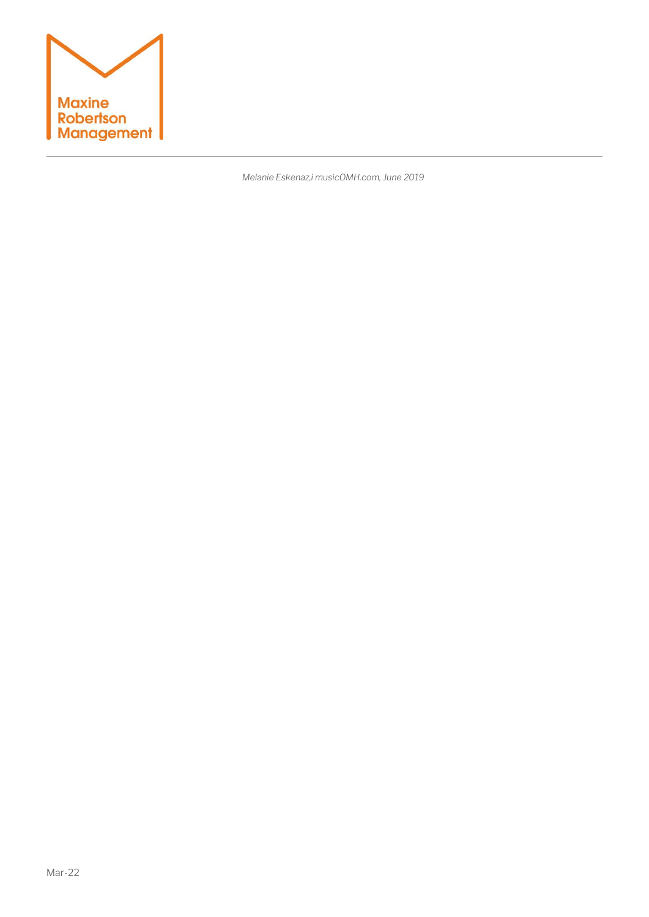*Melanie Eskenaz,i musicOMH.com, June 2019*